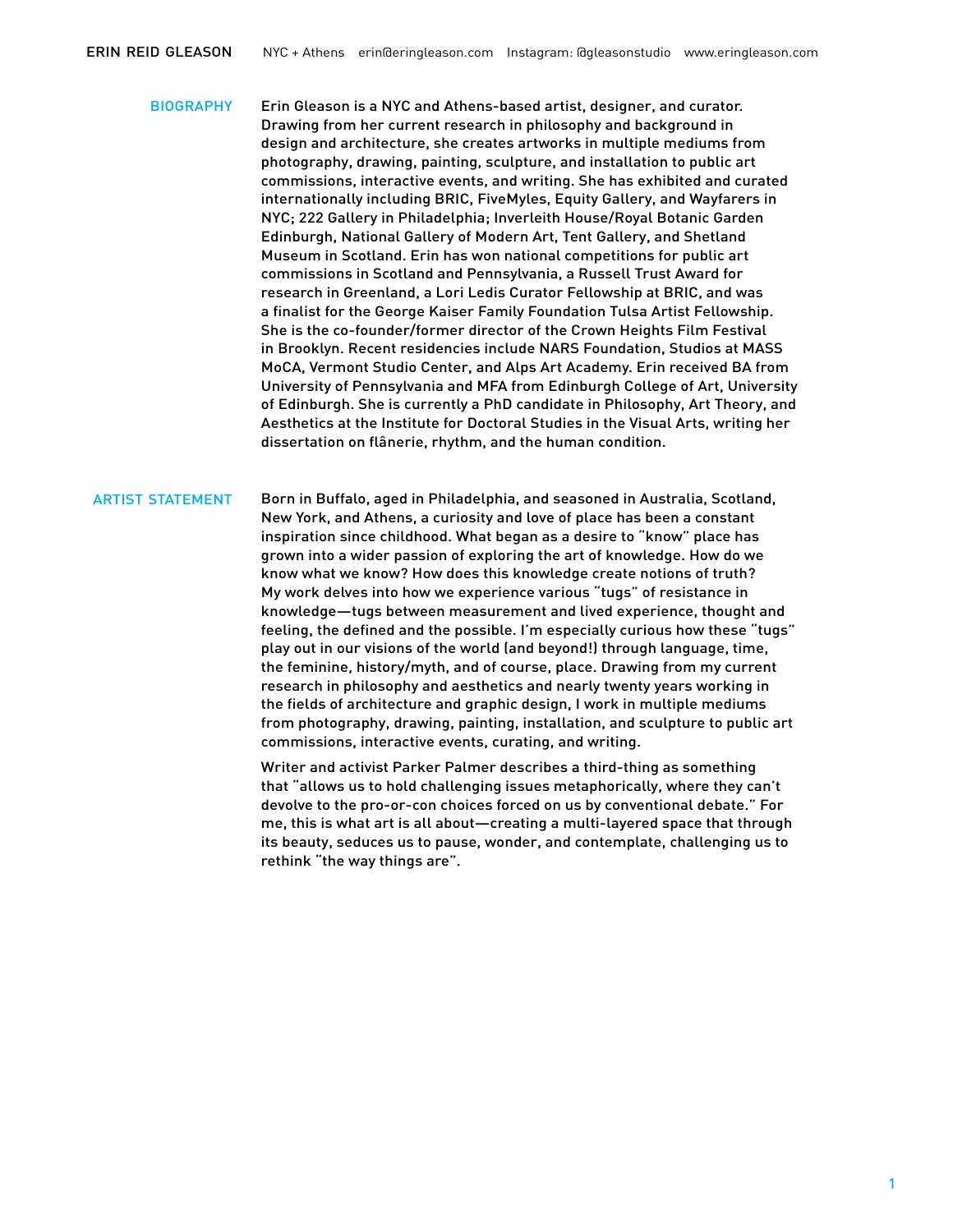**ERIN REID GLEASON** NYC + Athens erin@eringleason.com Instagram: @gleasonstudio www.eringleason.com

## BIOGRAPHY

Erin Gleason is a NYC and Athens-based artist, designer, and curator. Drawing from her current research in philosophy and background in design and architecture, she creates artworks in multiple mediums from photography, drawing, painting, sculpture, and installation to public art commissions, interactive events, and writing. She has exhibited and curated internationally including BRIC, FiveMyles, Equity Gallery, and Wayfarers in NYC; 222 Gallery in Philadelphia; Inverleith House/Royal Botanic Garden Edinburgh, National Gallery of Modern Art, Tent Gallery, and Shetland Museum in Scotland. Erin has won national competitions for public art commissions in Scotland and Pennsylvania, a Russell Trust Award for research in Greenland, a Lori Ledis Curator Fellowship at BRIC, and was a finalist for the George Kaiser Family Foundation Tulsa Artist Fellowship. She is the co-founder/former director of the Crown Heights Film Festival in Brooklyn. Recent residencies include NARS Foundation, Studios at MASS MoCA, Vermont Studio Center, and Alps Art Academy. Erin received BA from University of Pennsylvania and MFA from Edinburgh College of Art, University of Edinburgh. She is currently a PhD candidate in Philosophy, Art Theory, and Aesthetics at the Institute for Doctoral Studies in the Visual Arts, writing her dissertation on flânerie, rhythm, and the human condition.

## ARTIST STATEMENT

Born in Buffalo, aged in Philadelphia, and seasoned in Australia, Scotland, New York, and Athens, a curiosity and love of place has been a constant inspiration since childhood. What began as a desire to "know" place has grown into a wider passion of exploring the art of knowledge. How do we know what we know? How does this knowledge create notions of truth? My work delves into how we experience various "tugs" of resistance in knowledge—tugs between measurement and lived experience, thought and feeling, the defined and the possible. I'm especially curious how these "tugs" play out in our visions of the world (and beyond!) through language, time, the feminine, history/myth, and of course, place. Drawing from my current research in philosophy and aesthetics and nearly twenty years working in the fields of architecture and graphic design, I work in multiple mediums from photography, drawing, painting, installation, and sculpture to public art commissions, interactive events, curating, and writing.

Writer and activist Parker Palmer describes a third-thing as something that "allows us to hold challenging issues metaphorically, where they can't devolve to the pro-or-con choices forced on us by conventional debate." For me, this is what art is all about—creating a multi-layered space that through its beauty, seduces us to pause, wonder, and contemplate, challenging us to rethink "the way things are".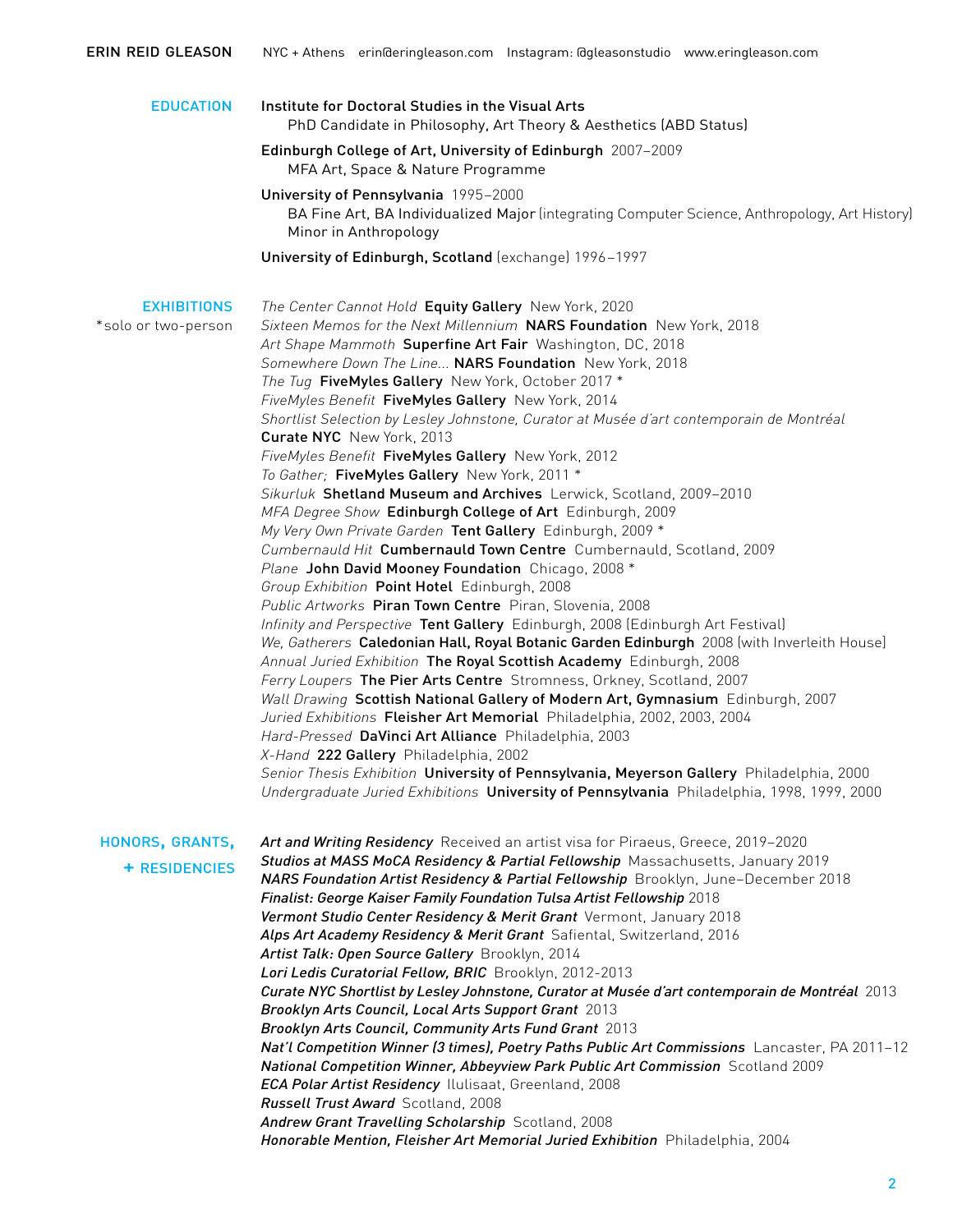**ERIN REID GLEASON** NYC + Athens erin@eringleason.com Instagram: @gleasonstudio www.eringleason.com

## EDUCATION

**Institute for Doctoral Studies in the Visual Arts**
PhD Candidate in Philosophy, Art Theory & Aesthetics (ABD Status)

**Edinburgh College of Art, University of Edinburgh** 2007–2009
MFA Art, Space & Nature Programme

**University of Pennsylvania** 1995–2000
BA Fine Art, BA Individualized Major (integrating Computer Science, Anthropology, Art History)
Minor in Anthropology

**University of Edinburgh, Scotland** (exchange) 1996–1997

## EXHIBITIONS

*solo or two-person

*The Center Cannot Hold* **Equity Gallery** New York, 2020
*Sixteen Memos for the Next Millennium* **NARS Foundation** New York, 2018
*Art Shape Mammoth* **Superfine Art Fair** Washington, DC, 2018
*Somewhere Down The Line...* **NARS Foundation** New York, 2018
*The Tug* **FiveMyles Gallery** New York, October 2017 *
*FiveMyles Benefit* **FiveMyles Gallery** New York, 2014
*Shortlist Selection by Lesley Johnstone, Curator at Musée d'art contemporain de Montréal*
**Curate NYC** New York, 2013
*FiveMyles Benefit* **FiveMyles Gallery** New York, 2012
*To Gather;* **FiveMyles Gallery** New York, 2011 *
*Sikurluk* **Shetland Museum and Archives** Lerwick, Scotland, 2009–2010
*MFA Degree Show* **Edinburgh College of Art** Edinburgh, 2009
*My Very Own Private Garden* **Tent Gallery** Edinburgh, 2009 *
*Cumbernauld Hit* **Cumbernauld Town Centre** Cumbernauld, Scotland, 2009
*Plane* **John David Mooney Foundation** Chicago, 2008 *
*Group Exhibition* **Point Hotel** Edinburgh, 2008
*Public Artworks* **Piran Town Centre** Piran, Slovenia, 2008
*Infinity and Perspective* **Tent Gallery** Edinburgh, 2008 (Edinburgh Art Festival)
*We, Gatherers* **Caledonian Hall, Royal Botanic Garden Edinburgh** 2008 (with Inverleith House)
*Annual Juried Exhibition* **The Royal Scottish Academy** Edinburgh, 2008
*Ferry Loupers* **The Pier Arts Centre** Stromness, Orkney, Scotland, 2007
*Wall Drawing* **Scottish National Gallery of Modern Art, Gymnasium** Edinburgh, 2007
*Juried Exhibitions* **Fleisher Art Memorial** Philadelphia, 2002, 2003, 2004
*Hard-Pressed* **DaVinci Art Alliance** Philadelphia, 2003
*X-Hand* **222 Gallery** Philadelphia, 2002
*Senior Thesis Exhibition* **University of Pennsylvania, Meyerson Gallery** Philadelphia, 2000
*Undergraduate Juried Exhibitions* **University of Pennsylvania** Philadelphia, 1998, 1999, 2000

## HONORS, GRANTS, + RESIDENCIES

***Art and Writing Residency*** Received an artist visa for Piraeus, Greece, 2019–2020
***Studios at MASS MoCA Residency & Partial Fellowship*** Massachusetts, January 2019
***NARS Foundation Artist Residency & Partial Fellowship*** Brooklyn, June–December 2018
***Finalist: George Kaiser Family Foundation Tulsa Artist Fellowship*** 2018
***Vermont Studio Center Residency & Merit Grant*** Vermont, January 2018
***Alps Art Academy Residency & Merit Grant*** Safiental, Switzerland, 2016
***Artist Talk: Open Source Gallery*** Brooklyn, 2014
***Lori Ledis Curatorial Fellow, BRIC*** Brooklyn, 2012-2013
***Curate NYC Shortlist by Lesley Johnstone, Curator at Musée d'art contemporain de Montréal*** 2013
***Brooklyn Arts Council, Local Arts Support Grant*** 2013
***Brooklyn Arts Council, Community Arts Fund Grant*** 2013
***Nat'l Competition Winner (3 times), Poetry Paths Public Art Commissions*** Lancaster, PA 2011–12
***National Competition Winner, Abbeyview Park Public Art Commission*** Scotland 2009
***ECA Polar Artist Residency*** Ilulisaat, Greenland, 2008
***Russell Trust Award*** Scotland, 2008
***Andrew Grant Travelling Scholarship*** Scotland, 2008
***Honorable Mention, Fleisher Art Memorial Juried Exhibition*** Philadelphia, 2004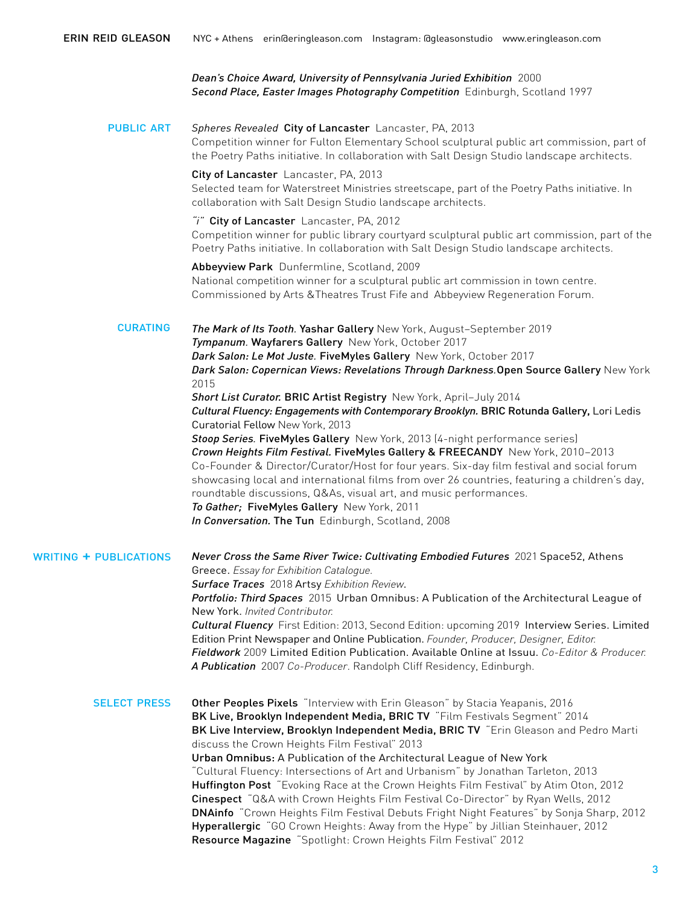*Dean's Choice Award, University of Pennsylvania Juried Exhibition* 2000
*Second Place, Easter Images Photography Competition* Edinburgh, Scotland 1997

## PUBLIC ART

*Spheres Revealed* **City of Lancaster** Lancaster, PA, 2013
Competition winner for Fulton Elementary School sculptural public art commission, part of the Poetry Paths initiative. In collaboration with Salt Design Studio landscape architects.

**City of Lancaster** Lancaster, PA, 2013
Selected team for Waterstreet Ministries streetscape, part of the Poetry Paths initiative. In collaboration with Salt Design Studio landscape architects.

*"i"* **City of Lancaster** Lancaster, PA, 2012
Competition winner for public library courtyard sculptural public art commission, part of the Poetry Paths initiative. In collaboration with Salt Design Studio landscape architects.

**Abbeyview Park** Dunfermline, Scotland, 2009
National competition winner for a sculptural public art commission in town centre. Commissioned by Arts &Theatres Trust Fife and Abbeyview Regeneration Forum.

## CURATING

*The Mark of Its Tooth.* **Yashar Gallery** New York, August–September 2019
*Tympanum.* **Wayfarers Gallery** New York, October 2017
*Dark Salon: Le Mot Juste.* **FiveMyles Gallery** New York, October 2017
*Dark Salon: Copernican Views: Revelations Through Darkness.* **Open Source Gallery** New York 2015
*Short List Curator.* **BRIC Artist Registry** New York, April–July 2014
*Cultural Fluency: Engagements with Contemporary Brooklyn.* **BRIC Rotunda Gallery,** Lori Ledis Curatorial Fellow New York, 2013
*Stoop Series.* **FiveMyles Gallery** New York, 2013 (4-night performance series)
*Crown Heights Film Festival.* **FiveMyles Gallery & FREECANDY** New York, 2010–2013
Co-Founder & Director/Curator/Host for four years. Six-day film festival and social forum showcasing local and international films from over 26 countries, featuring a children's day, roundtable discussions, Q&As, visual art, and music performances.
*To Gather;* **FiveMyles Gallery** New York, 2011
*In Conversation.* **The Tun** Edinburgh, Scotland, 2008

## WRITING + PUBLICATIONS

*Never Cross the Same River Twice: Cultivating Embodied Futures* 2021 Space52, Athens Greece. *Essay for Exhibition Catalogue.*
*Surface Traces* 2018 Artsy *Exhibition Review.*
*Portfolio: Third Spaces* 2015 Urban Omnibus: A Publication of the Architectural League of New York. *Invited Contributor.*
*Cultural Fluency* First Edition: 2013, Second Edition: upcoming 2019 Interview Series. Limited Edition Print Newspaper and Online Publication. *Founder, Producer, Designer, Editor.*
*Fieldwork* 2009 Limited Edition Publication. Available Online at Issuu. *Co-Editor & Producer.*
*A Publication* 2007 *Co-Producer*. Randolph Cliff Residency, Edinburgh.

## SELECT PRESS

**Other Peoples Pixels** "Interview with Erin Gleason" by Stacia Yeapanis, 2016
**BK Live, Brooklyn Independent Media, BRIC TV** "Film Festivals Segment" 2014
**BK Live Interview, Brooklyn Independent Media, BRIC TV** "Erin Gleason and Pedro Marti discuss the Crown Heights Film Festival" 2013
**Urban Omnibus:** A Publication of the Architectural League of New York
"Cultural Fluency: Intersections of Art and Urbanism" by Jonathan Tarleton, 2013
**Huffington Post** "Evoking Race at the Crown Heights Film Festival" by Atim Oton, 2012
**Cinespect** "Q&A with Crown Heights Film Festival Co-Director" by Ryan Wells, 2012
**DNAinfo** "Crown Heights Film Festival Debuts Fright Night Features" by Sonja Sharp, 2012
**Hyperallergic** "GO Crown Heights: Away from the Hype" by Jillian Steinhauer, 2012
**Resource Magazine** "Spotlight: Crown Heights Film Festival" 2012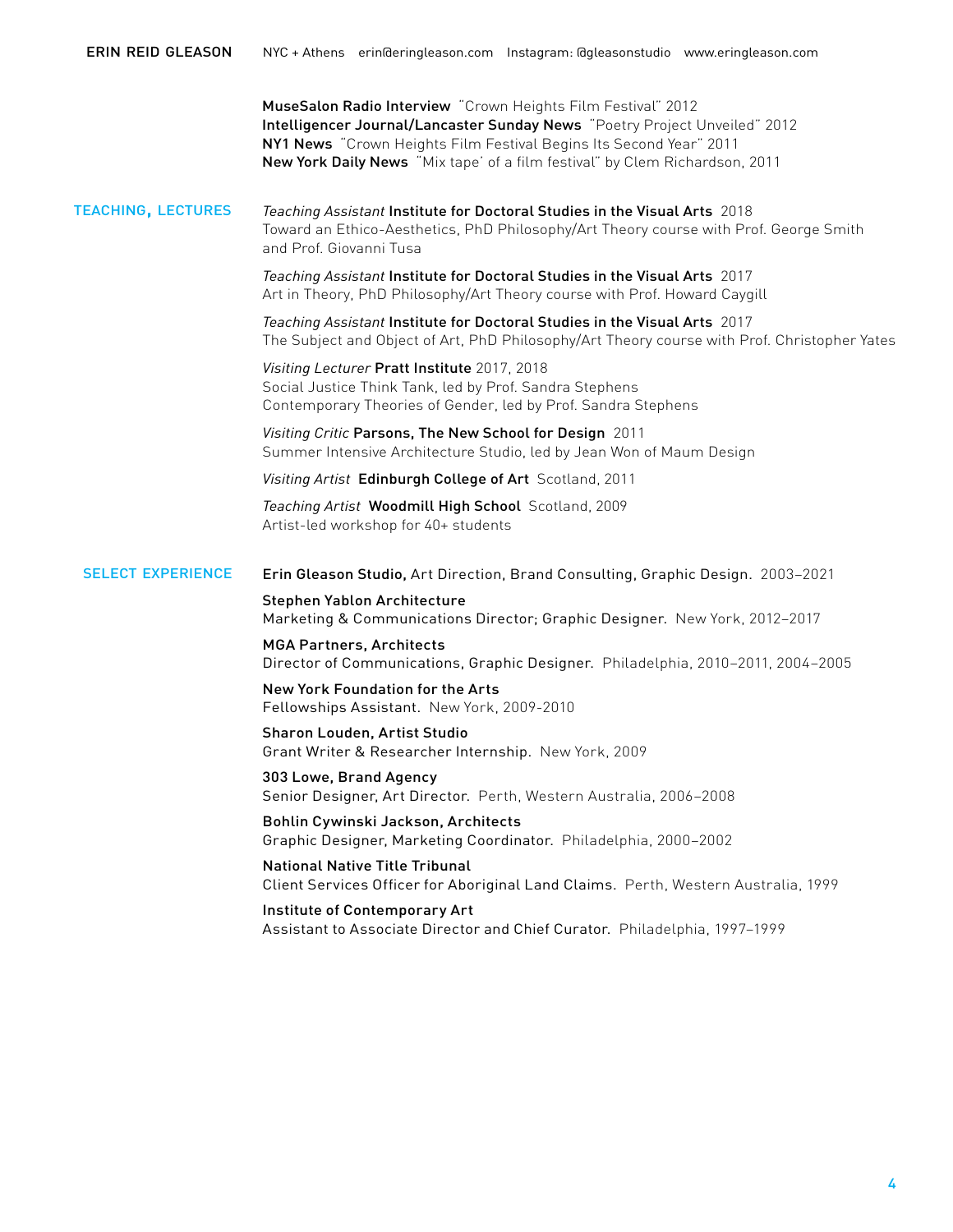**MuseSalon Radio Interview** "Crown Heights Film Festival" 2012
**Intelligencer Journal/Lancaster Sunday News** "Poetry Project Unveiled" 2012
**NY1 News** "Crown Heights Film Festival Begins Its Second Year" 2011
**New York Daily News** "Mix tape' of a film festival" by Clem Richardson, 2011

## TEACHING, LECTURES

*Teaching Assistant* **Institute for Doctoral Studies in the Visual Arts** 2018
Toward an Ethico-Aesthetics, PhD Philosophy/Art Theory course with Prof. George Smith and Prof. Giovanni Tusa

*Teaching Assistant* **Institute for Doctoral Studies in the Visual Arts** 2017
Art in Theory, PhD Philosophy/Art Theory course with Prof. Howard Caygill

*Teaching Assistant* **Institute for Doctoral Studies in the Visual Arts** 2017
The Subject and Object of Art, PhD Philosophy/Art Theory course with Prof. Christopher Yates

*Visiting Lecturer* **Pratt Institute** 2017, 2018
Social Justice Think Tank, led by Prof. Sandra Stephens
Contemporary Theories of Gender, led by Prof. Sandra Stephens

*Visiting Critic* **Parsons, The New School for Design** 2011
Summer Intensive Architecture Studio, led by Jean Won of Maum Design

*Visiting Artist* **Edinburgh College of Art** Scotland, 2011

*Teaching Artist* **Woodmill High School** Scotland, 2009
Artist-led workshop for 40+ students

## SELECT EXPERIENCE

**Erin Gleason Studio,** Art Direction, Brand Consulting, Graphic Design. 2003–2021

**Stephen Yablon Architecture**
Marketing & Communications Director; Graphic Designer. New York, 2012–2017

**MGA Partners, Architects**
Director of Communications, Graphic Designer. Philadelphia, 2010–2011, 2004–2005

**New York Foundation for the Arts**
Fellowships Assistant. New York, 2009-2010

**Sharon Louden, Artist Studio**
Grant Writer & Researcher Internship. New York, 2009

**303 Lowe, Brand Agency**
Senior Designer, Art Director. Perth, Western Australia, 2006–2008

**Bohlin Cywinski Jackson, Architects**
Graphic Designer, Marketing Coordinator. Philadelphia, 2000–2002

**National Native Title Tribunal**
Client Services Officer for Aboriginal Land Claims. Perth, Western Australia, 1999

**Institute of Contemporary Art**
Assistant to Associate Director and Chief Curator. Philadelphia, 1997–1999